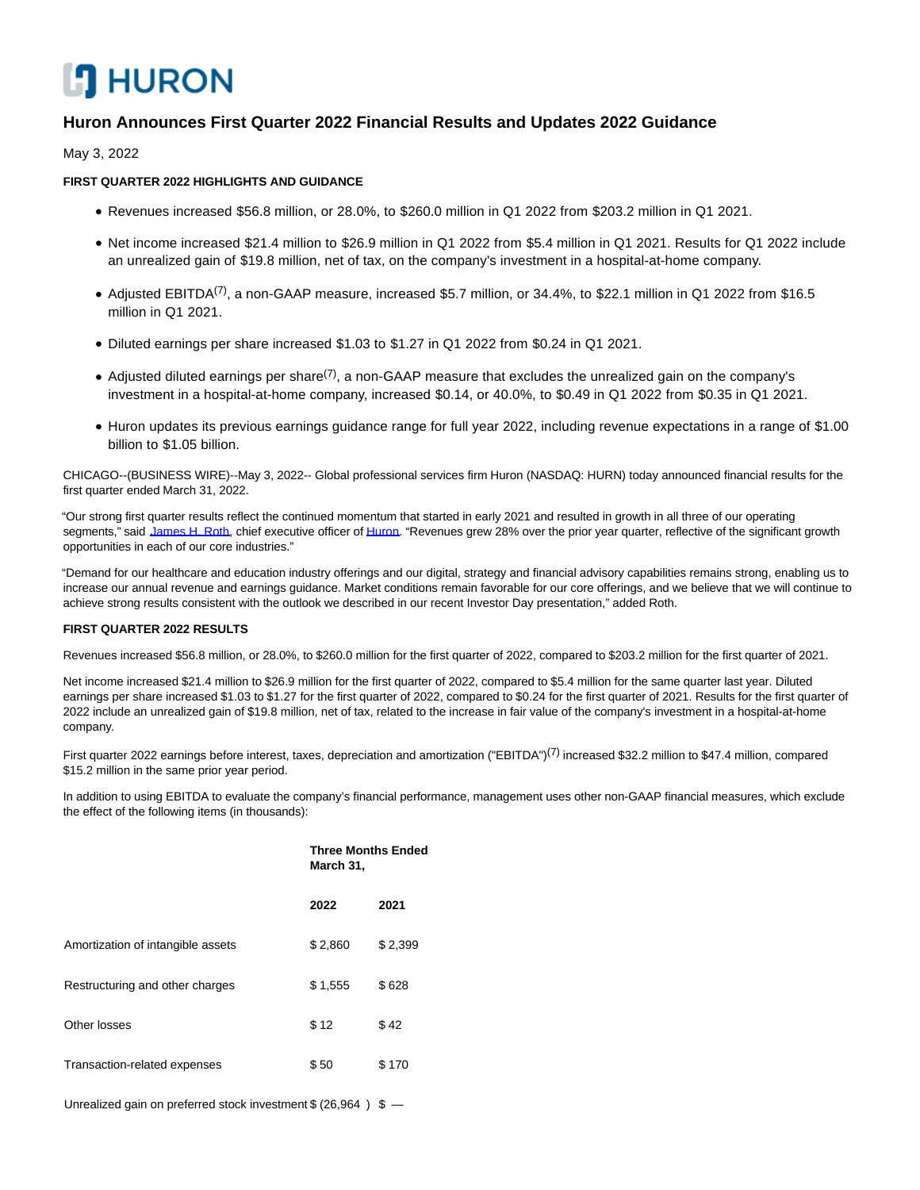HURON

# Huron Announces First Quarter 2022 Financial Results and Updates 2022 Guidance

May 3, 2022

**FIRST QUARTER 2022 HIGHLIGHTS AND GUIDANCE**

- Revenues increased $56.8 million, or 28.0%, to $260.0 million in Q1 2022 from $203.2 million in Q1 2021.
- Net income increased $21.4 million to $26.9 million in Q1 2022 from $5.4 million in Q1 2021. Results for Q1 2022 include an unrealized gain of $19.8 million, net of tax, on the company's investment in a hospital-at-home company.
- Adjusted EBITDA(7), a non-GAAP measure, increased $5.7 million, or 34.4%, to $22.1 million in Q1 2022 from $16.5 million in Q1 2021.
- Diluted earnings per share increased $1.03 to $1.27 in Q1 2022 from $0.24 in Q1 2021.
- Adjusted diluted earnings per share(7), a non-GAAP measure that excludes the unrealized gain on the company's investment in a hospital-at-home company, increased $0.14, or 40.0%, to $0.49 in Q1 2022 from $0.35 in Q1 2021.
- Huron updates its previous earnings guidance range for full year 2022, including revenue expectations in a range of $1.00 billion to $1.05 billion.

CHICAGO--(BUSINESS WIRE)--May 3, 2022-- Global professional services firm Huron (NASDAQ: HURN) today announced financial results for the first quarter ended March 31, 2022.

"Our strong first quarter results reflect the continued momentum that started in early 2021 and resulted in growth in all three of our operating segments," said James H. Roth, chief executive officer of Huron. "Revenues grew 28% over the prior year quarter, reflective of the significant growth opportunities in each of our core industries."

"Demand for our healthcare and education industry offerings and our digital, strategy and financial advisory capabilities remains strong, enabling us to increase our annual revenue and earnings guidance. Market conditions remain favorable for our core offerings, and we believe that we will continue to achieve strong results consistent with the outlook we described in our recent Investor Day presentation," added Roth.

**FIRST QUARTER 2022 RESULTS**

Revenues increased $56.8 million, or 28.0%, to $260.0 million for the first quarter of 2022, compared to $203.2 million for the first quarter of 2021.

Net income increased $21.4 million to $26.9 million for the first quarter of 2022, compared to $5.4 million for the same quarter last year. Diluted earnings per share increased $1.03 to $1.27 for the first quarter of 2022, compared to $0.24 for the first quarter of 2021. Results for the first quarter of 2022 include an unrealized gain of $19.8 million, net of tax, related to the increase in fair value of the company's investment in a hospital-at-home company.

First quarter 2022 earnings before interest, taxes, depreciation and amortization ("EBITDA")(7) increased $32.2 million to $47.4 million, compared $15.2 million in the same prior year period.

In addition to using EBITDA to evaluate the company's financial performance, management uses other non-GAAP financial measures, which exclude the effect of the following items (in thousands):

| | Three Months Ended March 31, | |
|---|---|---|
| | **2022** | **2021** |
| Amortization of intangible assets | $ 2,860 | $ 2,399 |
| Restructuring and other charges | $ 1,555 | $ 628 |
| Other losses | $ 12 | $ 42 |
| Transaction-related expenses | $ 50 | $ 170 |
| Unrealized gain on preferred stock investment | $ (26,964 ) | $ — |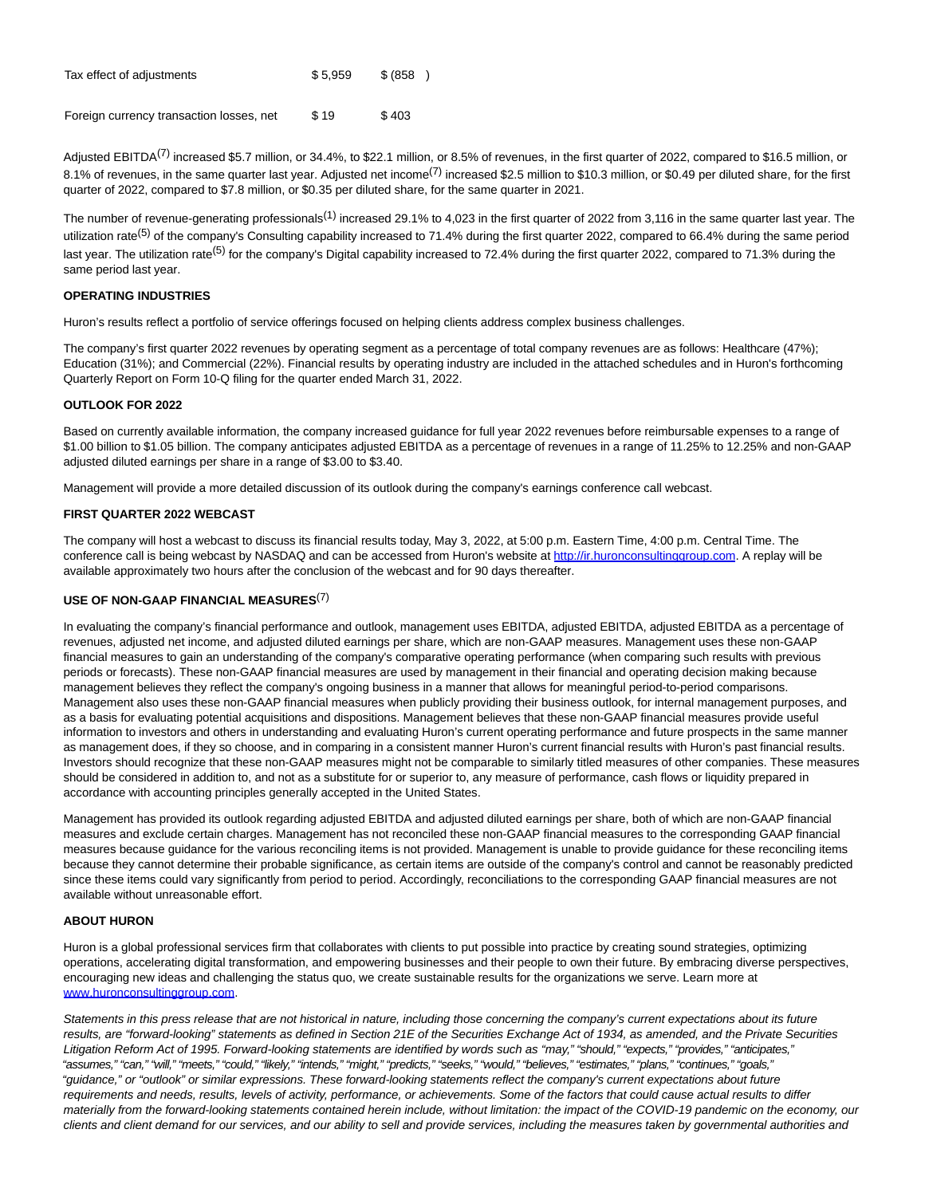| | | |
|---|---|---|
| Tax effect of adjustments | $ 5,959 | $ (858 ) |
| Foreign currency transaction losses, net | $ 19 | $ 403 |

Adjusted EBITDA[7] increased $5.7 million, or 34.4%, to $22.1 million, or 8.5% of revenues, in the first quarter of 2022, compared to $16.5 million, or 8.1% of revenues, in the same quarter last year. Adjusted net income[7] increased $2.5 million to $10.3 million, or $0.49 per diluted share, for the first quarter of 2022, compared to $7.8 million, or $0.35 per diluted share, for the same quarter in 2021.

The number of revenue-generating professionals[1] increased 29.1% to 4,023 in the first quarter of 2022 from 3,116 in the same quarter last year. The utilization rate[5] of the company's Consulting capability increased to 71.4% during the first quarter 2022, compared to 66.4% during the same period last year. The utilization rate[5] for the company's Digital capability increased to 72.4% during the first quarter 2022, compared to 71.3% during the same period last year.

**OPERATING INDUSTRIES**

Huron's results reflect a portfolio of service offerings focused on helping clients address complex business challenges.

The company's first quarter 2022 revenues by operating segment as a percentage of total company revenues are as follows: Healthcare (47%); Education (31%); and Commercial (22%). Financial results by operating industry are included in the attached schedules and in Huron's forthcoming Quarterly Report on Form 10-Q filing for the quarter ended March 31, 2022.

**OUTLOOK FOR 2022**

Based on currently available information, the company increased guidance for full year 2022 revenues before reimbursable expenses to a range of $1.00 billion to $1.05 billion. The company anticipates adjusted EBITDA as a percentage of revenues in a range of 11.25% to 12.25% and non-GAAP adjusted diluted earnings per share in a range of $3.00 to $3.40.

Management will provide a more detailed discussion of its outlook during the company's earnings conference call webcast.

**FIRST QUARTER 2022 WEBCAST**

The company will host a webcast to discuss its financial results today, May 3, 2022, at 5:00 p.m. Eastern Time, 4:00 p.m. Central Time. The conference call is being webcast by NASDAQ and can be accessed from Huron's website at http://ir.huronconsultinggroup.com. A replay will be available approximately two hours after the conclusion of the webcast and for 90 days thereafter.

**USE OF NON-GAAP FINANCIAL MEASURES**[7]

In evaluating the company's financial performance and outlook, management uses EBITDA, adjusted EBITDA, adjusted EBITDA as a percentage of revenues, adjusted net income, and adjusted diluted earnings per share, which are non-GAAP measures. Management uses these non-GAAP financial measures to gain an understanding of the company's comparative operating performance (when comparing such results with previous periods or forecasts). These non-GAAP financial measures are used by management in their financial and operating decision making because management believes they reflect the company's ongoing business in a manner that allows for meaningful period-to-period comparisons. Management also uses these non-GAAP financial measures when publicly providing their business outlook, for internal management purposes, and as a basis for evaluating potential acquisitions and dispositions. Management believes that these non-GAAP financial measures provide useful information to investors and others in understanding and evaluating Huron's current operating performance and future prospects in the same manner as management does, if they so choose, and in comparing in a consistent manner Huron's current financial results with Huron's past financial results. Investors should recognize that these non-GAAP measures might not be comparable to similarly titled measures of other companies. These measures should be considered in addition to, and not as a substitute for or superior to, any measure of performance, cash flows or liquidity prepared in accordance with accounting principles generally accepted in the United States.

Management has provided its outlook regarding adjusted EBITDA and adjusted diluted earnings per share, both of which are non-GAAP financial measures and exclude certain charges. Management has not reconciled these non-GAAP financial measures to the corresponding GAAP financial measures because guidance for the various reconciling items is not provided. Management is unable to provide guidance for these reconciling items because they cannot determine their probable significance, as certain items are outside of the company's control and cannot be reasonably predicted since these items could vary significantly from period to period. Accordingly, reconciliations to the corresponding GAAP financial measures are not available without unreasonable effort.

**ABOUT HURON**

Huron is a global professional services firm that collaborates with clients to put possible into practice by creating sound strategies, optimizing operations, accelerating digital transformation, and empowering businesses and their people to own their future. By embracing diverse perspectives, encouraging new ideas and challenging the status quo, we create sustainable results for the organizations we serve. Learn more at www.huronconsultinggroup.com.

*Statements in this press release that are not historical in nature, including those concerning the company's current expectations about its future results, are "forward-looking" statements as defined in Section 21E of the Securities Exchange Act of 1934, as amended, and the Private Securities Litigation Reform Act of 1995. Forward-looking statements are identified by words such as "may," "should," "expects," "provides," "anticipates," "assumes," "can," "will," "meets," "could," "likely," "intends," "might," "predicts," "seeks," "would," "believes," "estimates," "plans," "continues," "goals," "guidance," or "outlook" or similar expressions. These forward-looking statements reflect the company's current expectations about future requirements and needs, results, levels of activity, performance, or achievements. Some of the factors that could cause actual results to differ materially from the forward-looking statements contained herein include, without limitation: the impact of the COVID-19 pandemic on the economy, our clients and client demand for our services, and our ability to sell and provide services, including the measures taken by governmental authorities and*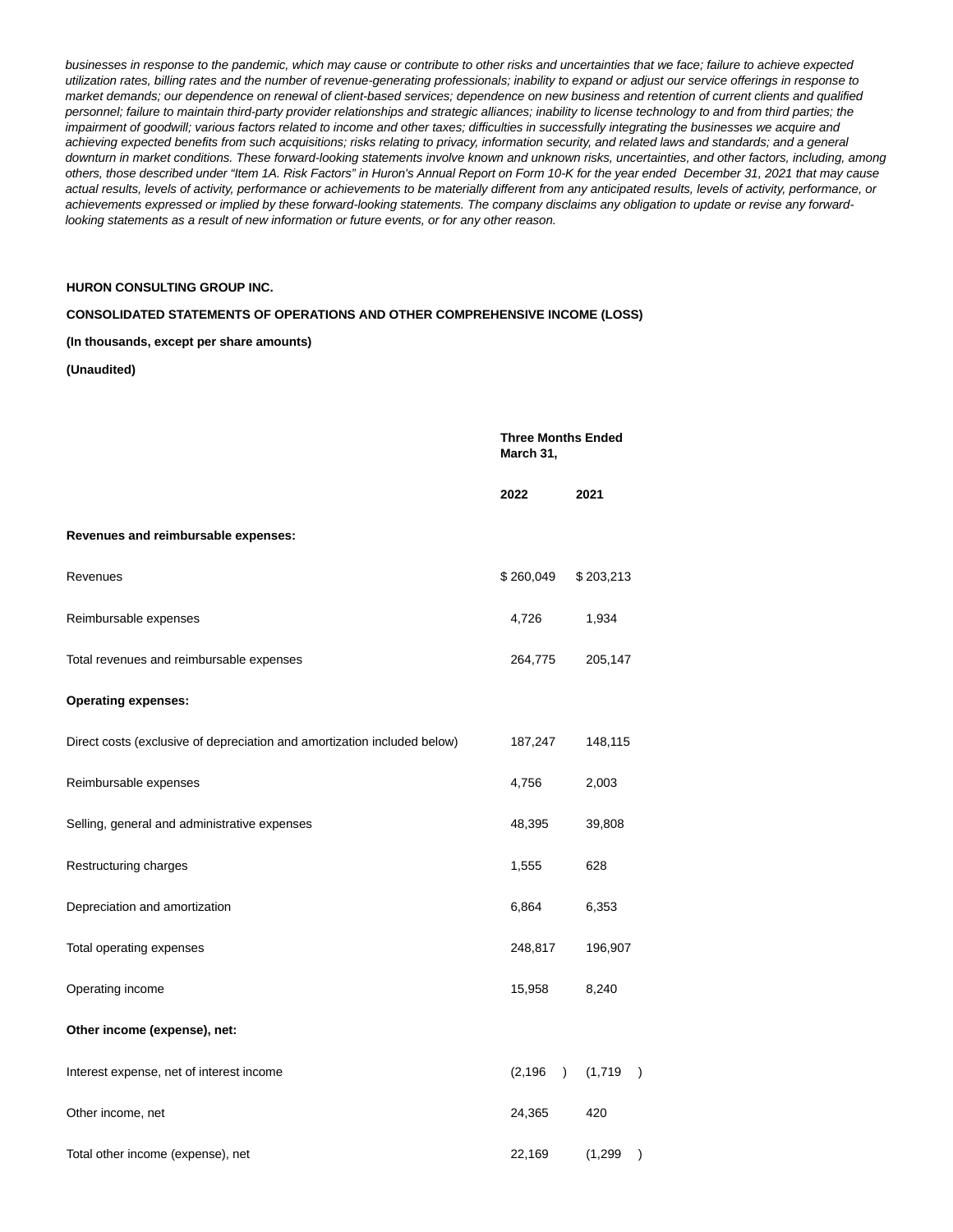*businesses in response to the pandemic, which may cause or contribute to other risks and uncertainties that we face; failure to achieve expected utilization rates, billing rates and the number of revenue-generating professionals; inability to expand or adjust our service offerings in response to market demands; our dependence on renewal of client-based services; dependence on new business and retention of current clients and qualified personnel; failure to maintain third-party provider relationships and strategic alliances; inability to license technology to and from third parties; the impairment of goodwill; various factors related to income and other taxes; difficulties in successfully integrating the businesses we acquire and achieving expected benefits from such acquisitions; risks relating to privacy, information security, and related laws and standards; and a general downturn in market conditions. These forward-looking statements involve known and unknown risks, uncertainties, and other factors, including, among others, those described under "Item 1A. Risk Factors" in Huron's Annual Report on Form 10-K for the year ended December 31, 2021 that may cause actual results, levels of activity, performance or achievements to be materially different from any anticipated results, levels of activity, performance, or achievements expressed or implied by these forward-looking statements. The company disclaims any obligation to update or revise any forward-looking statements as a result of new information or future events, or for any other reason.*

**HURON CONSULTING GROUP INC.**

**CONSOLIDATED STATEMENTS OF OPERATIONS AND OTHER COMPREHENSIVE INCOME (LOSS)**

**(In thousands, except per share amounts)**

**(Unaudited)**

| | **Three Months Ended March 31,** | |
|---|---|---|
| | **2022** | **2021** |
| **Revenues and reimbursable expenses:** | | |
| Revenues | $ 260,049 | $ 203,213 |
| Reimbursable expenses | 4,726 | 1,934 |
| Total revenues and reimbursable expenses | 264,775 | 205,147 |
| **Operating expenses:** | | |
| Direct costs (exclusive of depreciation and amortization included below) | 187,247 | 148,115 |
| Reimbursable expenses | 4,756 | 2,003 |
| Selling, general and administrative expenses | 48,395 | 39,808 |
| Restructuring charges | 1,555 | 628 |
| Depreciation and amortization | 6,864 | 6,353 |
| Total operating expenses | 248,817 | 196,907 |
| Operating income | 15,958 | 8,240 |
| **Other income (expense), net:** | | |
| Interest expense, net of interest income | (2,196) | (1,719) |
| Other income, net | 24,365 | 420 |
| Total other income (expense), net | 22,169 | (1,299) |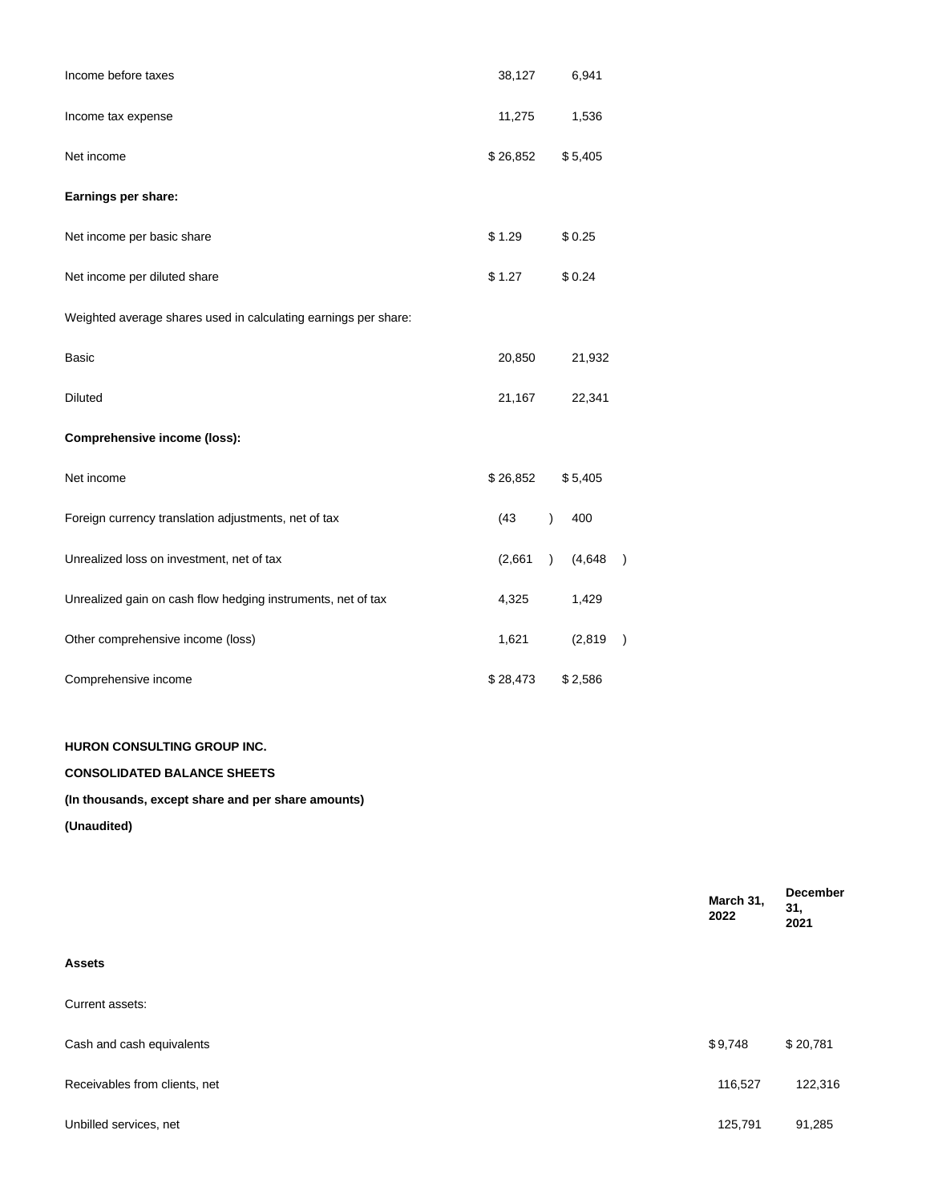| | | |
|---|---|---|
| Income before taxes | 38,127 | 6,941 |
| Income tax expense | 11,275 | 1,536 |
| Net income | $ 26,852 | $ 5,405 |
| **Earnings per share:** | | |
| Net income per basic share | $ 1.29 | $ 0.25 |
| Net income per diluted share | $ 1.27 | $ 0.24 |
| Weighted average shares used in calculating earnings per share: | | |
| Basic | 20,850 | 21,932 |
| Diluted | 21,167 | 22,341 |
| **Comprehensive income (loss):** | | |
| Net income | $ 26,852 | $ 5,405 |
| Foreign currency translation adjustments, net of tax | (43 ) | 400 |
| Unrealized loss on investment, net of tax | (2,661 ) | (4,648 ) |
| Unrealized gain on cash flow hedging instruments, net of tax | 4,325 | 1,429 |
| Other comprehensive income (loss) | 1,621 | (2,819 ) |
| Comprehensive income | $ 28,473 | $ 2,586 |

**HURON CONSULTING GROUP INC.**

**CONSOLIDATED BALANCE SHEETS**

**(In thousands, except share and per share amounts)**

**(Unaudited)**

| | **March 31, 2022** | **December 31, 2021** |
|---|---|---|
| **Assets** | | |
| Current assets: | | |
| Cash and cash equivalents | $ 9,748 | $ 20,781 |
| Receivables from clients, net | 116,527 | 122,316 |
| Unbilled services, net | 125,791 | 91,285 |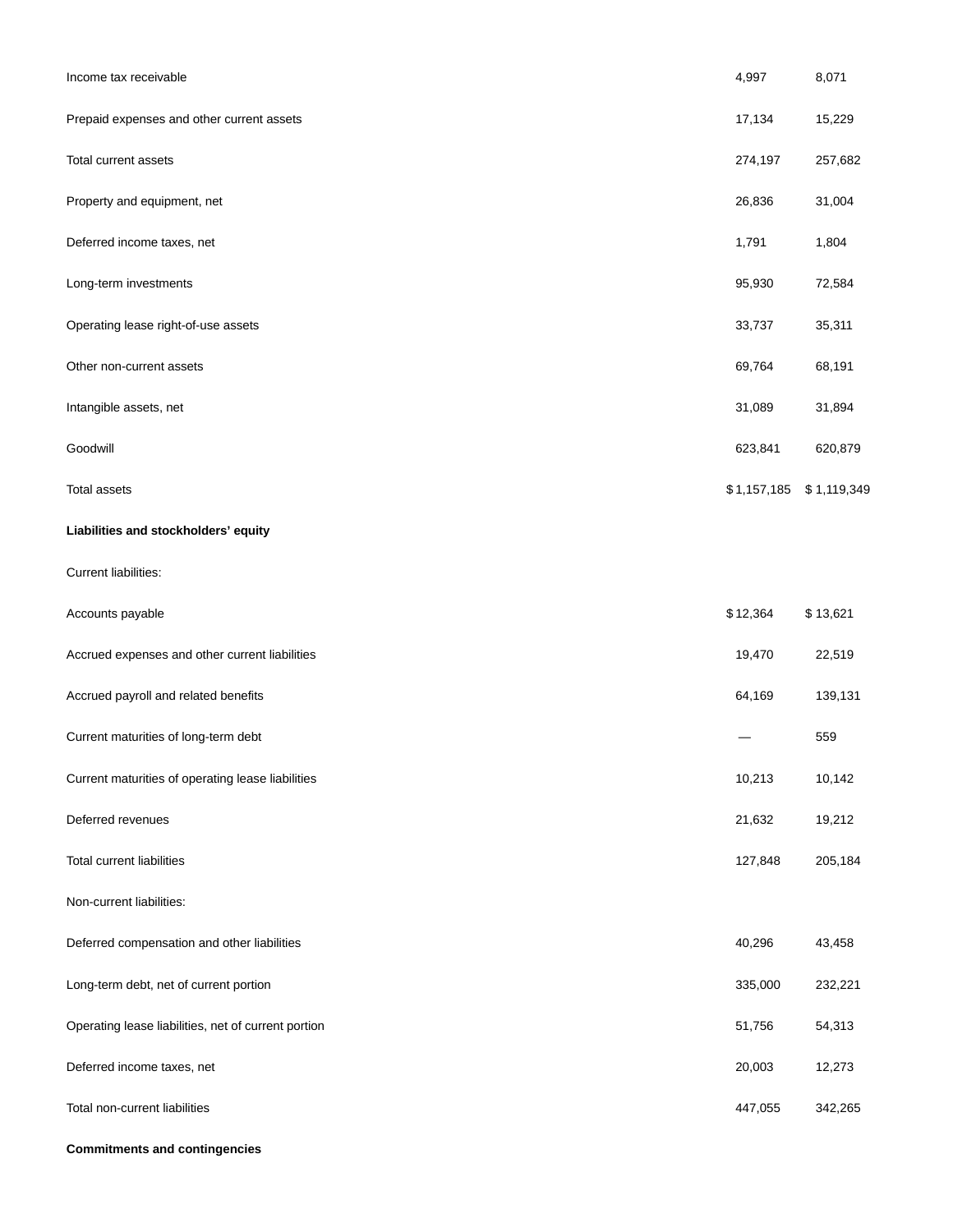| | | |
|---|---|---|
| Income tax receivable | 4,997 | 8,071 |
| Prepaid expenses and other current assets | 17,134 | 15,229 |
| Total current assets | 274,197 | 257,682 |
| Property and equipment, net | 26,836 | 31,004 |
| Deferred income taxes, net | 1,791 | 1,804 |
| Long-term investments | 95,930 | 72,584 |
| Operating lease right-of-use assets | 33,737 | 35,311 |
| Other non-current assets | 69,764 | 68,191 |
| Intangible assets, net | 31,089 | 31,894 |
| Goodwill | 623,841 | 620,879 |
| Total assets | $ 1,157,185 | $ 1,119,349 |
| **Liabilities and stockholders' equity** | | |
| Current liabilities: | | |
| Accounts payable | $ 12,364 | $ 13,621 |
| Accrued expenses and other current liabilities | 19,470 | 22,519 |
| Accrued payroll and related benefits | 64,169 | 139,131 |
| Current maturities of long-term debt | — | 559 |
| Current maturities of operating lease liabilities | 10,213 | 10,142 |
| Deferred revenues | 21,632 | 19,212 |
| Total current liabilities | 127,848 | 205,184 |
| Non-current liabilities: | | |
| Deferred compensation and other liabilities | 40,296 | 43,458 |
| Long-term debt, net of current portion | 335,000 | 232,221 |
| Operating lease liabilities, net of current portion | 51,756 | 54,313 |
| Deferred income taxes, net | 20,003 | 12,273 |
| Total non-current liabilities | 447,055 | 342,265 |
| **Commitments and contingencies** | | |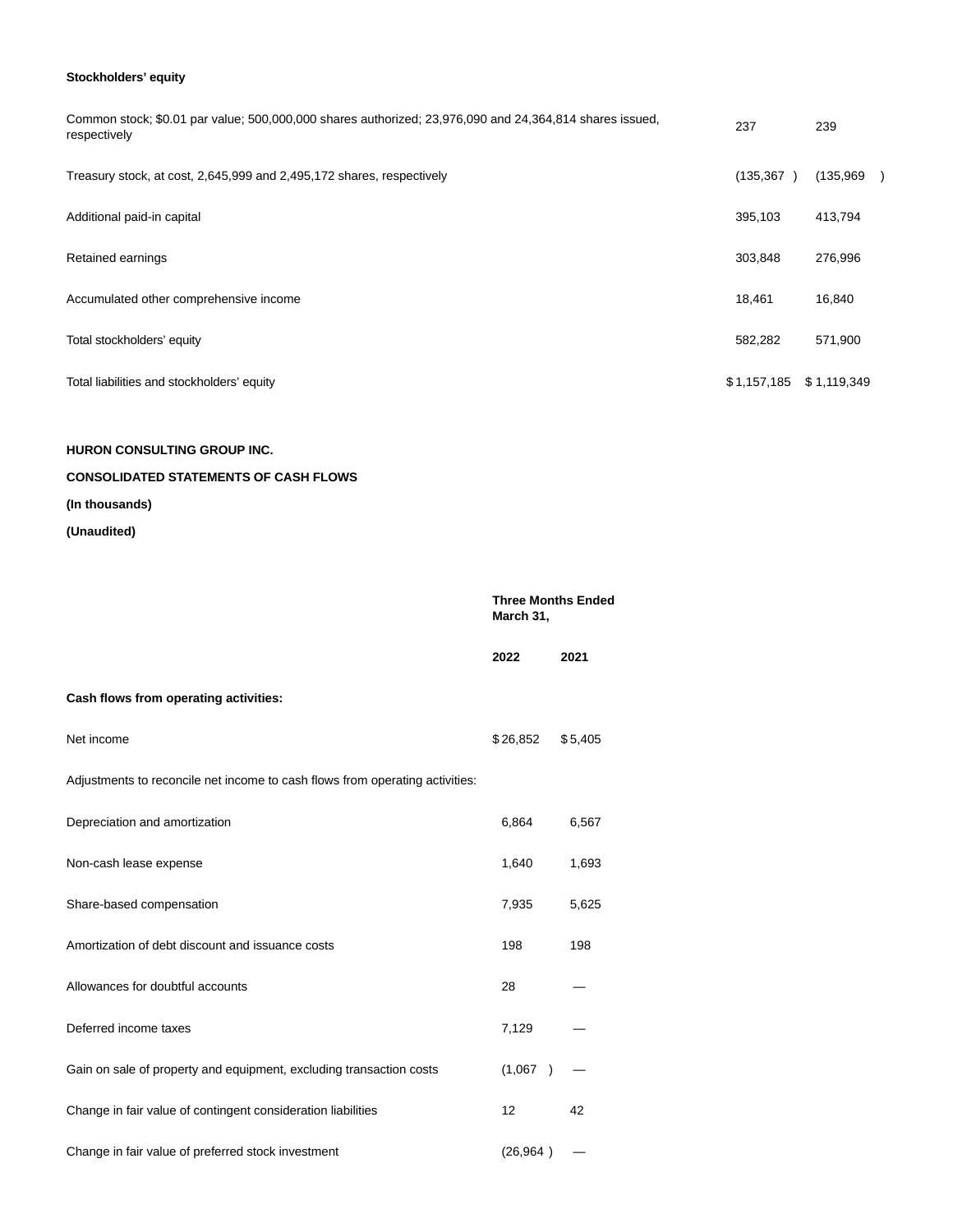**Stockholders' equity**

| | | |
|---|---|---|
| Common stock; $0.01 par value; 500,000,000 shares authorized; 23,976,090 and 24,364,814 shares issued, respectively | 237 | 239 |
| Treasury stock, at cost, 2,645,999 and 2,495,172 shares, respectively | (135,367 ) | (135,969 ) |
| Additional paid-in capital | 395,103 | 413,794 |
| Retained earnings | 303,848 | 276,996 |
| Accumulated other comprehensive income | 18,461 | 16,840 |
| Total stockholders' equity | 582,282 | 571,900 |
| Total liabilities and stockholders' equity | $ 1,157,185 | $ 1,119,349 |

**HURON CONSULTING GROUP INC.**

**CONSOLIDATED STATEMENTS OF CASH FLOWS**

**(In thousands)**

**(Unaudited)**

| | **Three Months Ended March 31,** | |
|---|---|---|
| | **2022** | **2021** |
| **Cash flows from operating activities:** | | |
| Net income | $ 26,852 | $ 5,405 |
| Adjustments to reconcile net income to cash flows from operating activities: | | |
| Depreciation and amortization | 6,864 | 6,567 |
| Non-cash lease expense | 1,640 | 1,693 |
| Share-based compensation | 7,935 | 5,625 |
| Amortization of debt discount and issuance costs | 198 | 198 |
| Allowances for doubtful accounts | 28 | — |
| Deferred income taxes | 7,129 | — |
| Gain on sale of property and equipment, excluding transaction costs | (1,067 ) | — |
| Change in fair value of contingent consideration liabilities | 12 | 42 |
| Change in fair value of preferred stock investment | (26,964 ) | — |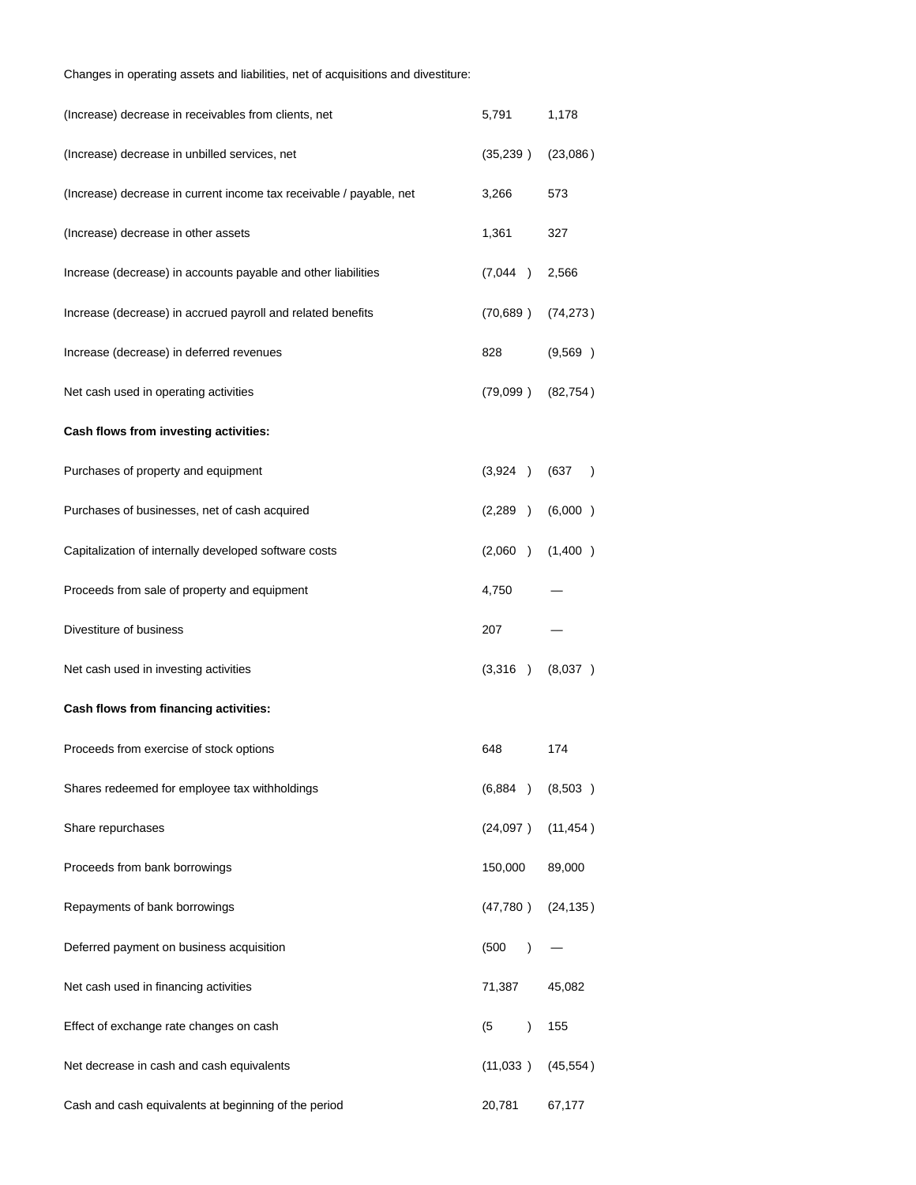| | | |
|---|---|---|
| Changes in operating assets and liabilities, net of acquisitions and divestiture: | | |
| (Increase) decrease in receivables from clients, net | 5,791 | 1,178 |
| (Increase) decrease in unbilled services, net | (35,239 ) | (23,086 ) |
| (Increase) decrease in current income tax receivable / payable, net | 3,266 | 573 |
| (Increase) decrease in other assets | 1,361 | 327 |
| Increase (decrease) in accounts payable and other liabilities | (7,044 ) | 2,566 |
| Increase (decrease) in accrued payroll and related benefits | (70,689 ) | (74,273 ) |
| Increase (decrease) in deferred revenues | 828 | (9,569 ) |
| Net cash used in operating activities | (79,099 ) | (82,754 ) |
| **Cash flows from investing activities:** | | |
| Purchases of property and equipment | (3,924 ) | (637 ) |
| Purchases of businesses, net of cash acquired | (2,289 ) | (6,000 ) |
| Capitalization of internally developed software costs | (2,060 ) | (1,400 ) |
| Proceeds from sale of property and equipment | 4,750 | — |
| Divestiture of business | 207 | — |
| Net cash used in investing activities | (3,316 ) | (8,037 ) |
| **Cash flows from financing activities:** | | |
| Proceeds from exercise of stock options | 648 | 174 |
| Shares redeemed for employee tax withholdings | (6,884 ) | (8,503 ) |
| Share repurchases | (24,097 ) | (11,454 ) |
| Proceeds from bank borrowings | 150,000 | 89,000 |
| Repayments of bank borrowings | (47,780 ) | (24,135 ) |
| Deferred payment on business acquisition | (500 ) | — |
| Net cash used in financing activities | 71,387 | 45,082 |
| Effect of exchange rate changes on cash | (5 ) | 155 |
| Net decrease in cash and cash equivalents | (11,033 ) | (45,554 ) |
| Cash and cash equivalents at beginning of the period | 20,781 | 67,177 |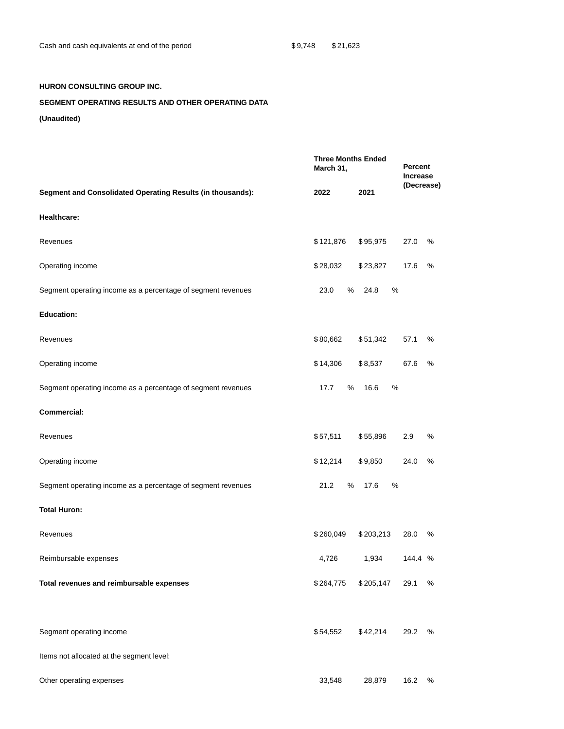| | | |
|---|---|---|
| Cash and cash equivalents at end of the period | $ 9,748 | $ 21,623 |

**HURON CONSULTING GROUP INC.**

**SEGMENT OPERATING RESULTS AND OTHER OPERATING DATA**

**(Unaudited)**

| | **Three Months Ended March 31,** | | **Percent Increase (Decrease)** |
|---|---|---|---|
| **Segment and Consolidated Operating Results (in thousands):** | **2022** | **2021** | |
| **Healthcare:** | | | |
| Revenues | $ 121,876 | $ 95,975 | 27.0 % |
| Operating income | $ 28,032 | $ 23,827 | 17.6 % |
| Segment operating income as a percentage of segment revenues | 23.0 % | 24.8 % | |
| **Education:** | | | |
| Revenues | $ 80,662 | $ 51,342 | 57.1 % |
| Operating income | $ 14,306 | $ 8,537 | 67.6 % |
| Segment operating income as a percentage of segment revenues | 17.7 % | 16.6 % | |
| **Commercial:** | | | |
| Revenues | $ 57,511 | $ 55,896 | 2.9 % |
| Operating income | $ 12,214 | $ 9,850 | 24.0 % |
| Segment operating income as a percentage of segment revenues | 21.2 % | 17.6 % | |
| **Total Huron:** | | | |
| Revenues | $ 260,049 | $ 203,213 | 28.0 % |
| Reimbursable expenses | 4,726 | 1,934 | 144.4 % |
| **Total revenues and reimbursable expenses** | $ 264,775 | $ 205,147 | 29.1 % |
| | | | |
| Segment operating income | $ 54,552 | $ 42,214 | 29.2 % |
| Items not allocated at the segment level: | | | |
| Other operating expenses | 33,548 | 28,879 | 16.2 % |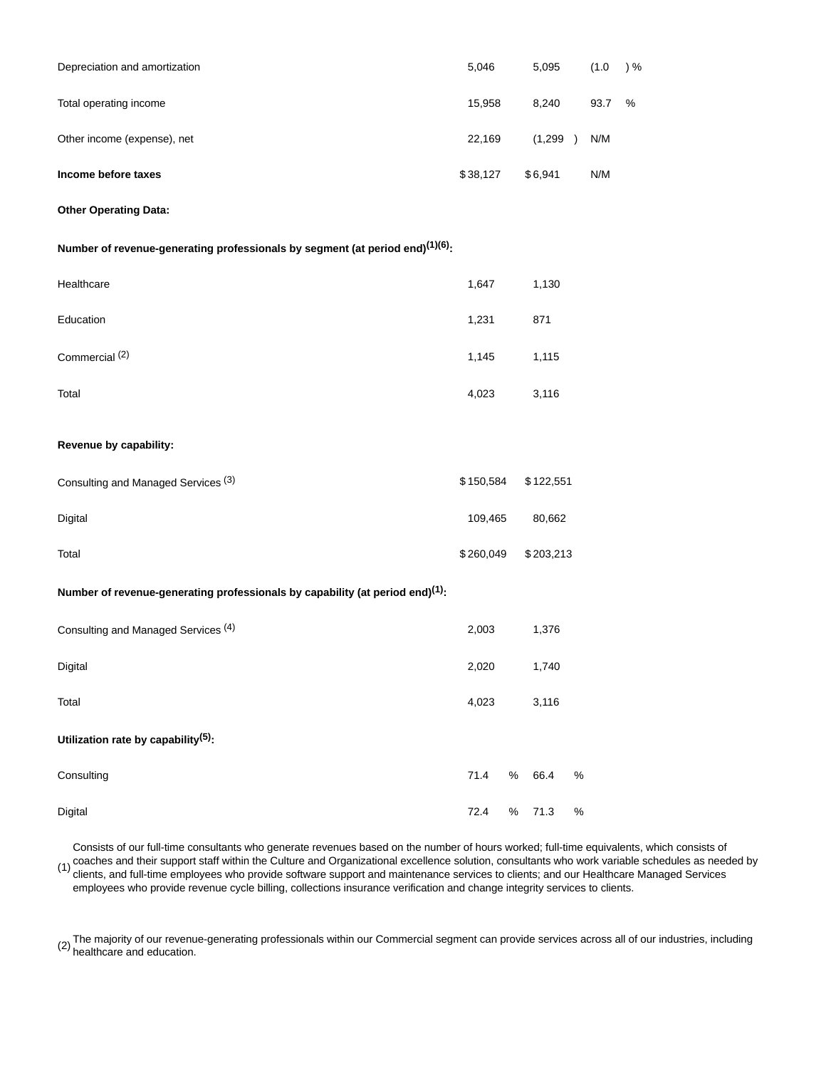| | | | |
|---|---|---|---|
| Depreciation and amortization | 5,046 | 5,095 | (1.0 ) % |
| Total operating income | 15,958 | 8,240 | 93.7 % |
| Other income (expense), net | 22,169 | (1,299 ) | N/M |
| **Income before taxes** | $ 38,127 | $ 6,941 | N/M |
| **Other Operating Data:** | | | |
| **Number of revenue-generating professionals by segment (at period end)[(1)(6)]:** | | | |
| Healthcare | 1,647 | 1,130 | |
| Education | 1,231 | 871 | |
| Commercial [(2)] | 1,145 | 1,115 | |
| Total | 4,023 | 3,116 | |
| **Revenue by capability:** | | | |
| Consulting and Managed Services [(3)] | $ 150,584 | $ 122,551 | |
| Digital | 109,465 | 80,662 | |
| Total | $ 260,049 | $ 203,213 | |
| **Number of revenue-generating professionals by capability (at period end)[(1)]:** | | | |
| Consulting and Managed Services [(4)] | 2,003 | 1,376 | |
| Digital | 2,020 | 1,740 | |
| Total | 4,023 | 3,116 | |
| **Utilization rate by capability[(5)]:** | | | |
| Consulting | 71.4 % | 66.4 % | |
| Digital | 72.4 % | 71.3 % | |

(1) Consists of our full-time consultants who generate revenues based on the number of hours worked; full-time equivalents, which consists of coaches and their support staff within the Culture and Organizational excellence solution, consultants who work variable schedules as needed by clients, and full-time employees who provide software support and maintenance services to clients; and our Healthcare Managed Services employees who provide revenue cycle billing, collections insurance verification and change integrity services to clients.

(2) The majority of our revenue-generating professionals within our Commercial segment can provide services across all of our industries, including healthcare and education.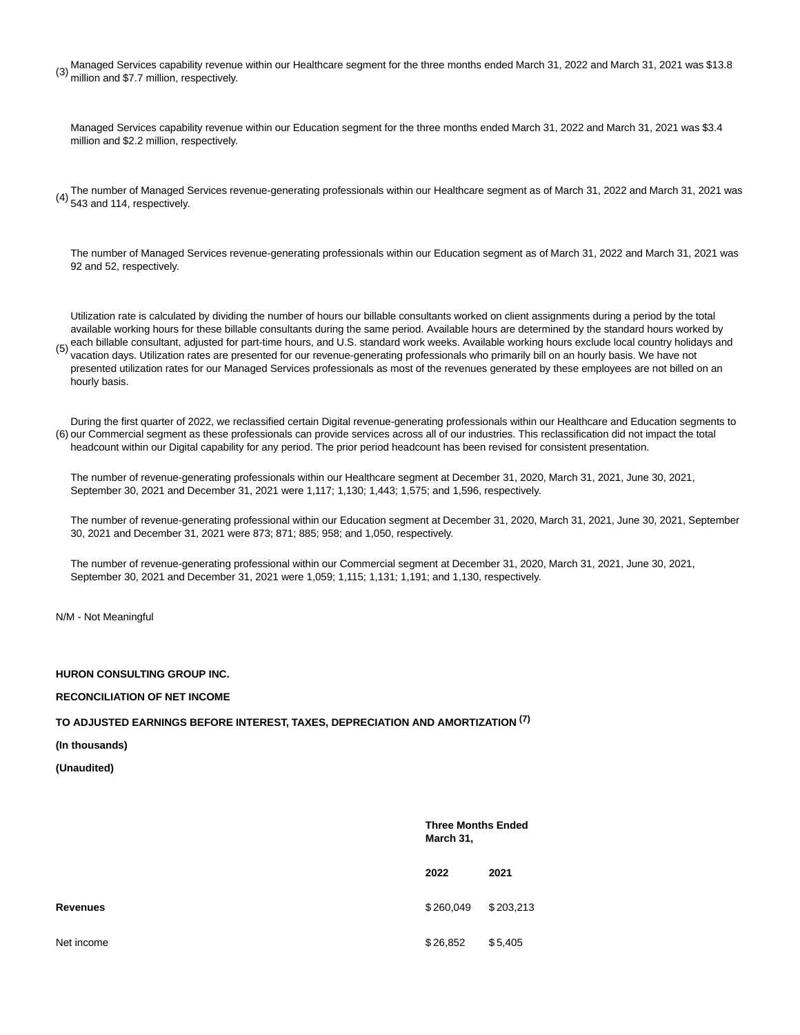(3) Managed Services capability revenue within our Healthcare segment for the three months ended March 31, 2022 and March 31, 2021 was $13.8 million and $7.7 million, respectively.

Managed Services capability revenue within our Education segment for the three months ended March 31, 2022 and March 31, 2021 was $3.4 million and $2.2 million, respectively.

(4) The number of Managed Services revenue-generating professionals within our Healthcare segment as of March 31, 2022 and March 31, 2021 was 543 and 114, respectively.

The number of Managed Services revenue-generating professionals within our Education segment as of March 31, 2022 and March 31, 2021 was 92 and 52, respectively.

(5) Utilization rate is calculated by dividing the number of hours our billable consultants worked on client assignments during a period by the total available working hours for these billable consultants during the same period. Available hours are determined by the standard hours worked by each billable consultant, adjusted for part-time hours, and U.S. standard work weeks. Available working hours exclude local country holidays and vacation days. Utilization rates are presented for our revenue-generating professionals who primarily bill on an hourly basis. We have not presented utilization rates for our Managed Services professionals as most of the revenues generated by these employees are not billed on an hourly basis.

(6) During the first quarter of 2022, we reclassified certain Digital revenue-generating professionals within our Healthcare and Education segments to our Commercial segment as these professionals can provide services across all of our industries. This reclassification did not impact the total headcount within our Digital capability for any period. The prior period headcount has been revised for consistent presentation.

The number of revenue-generating professionals within our Healthcare segment at December 31, 2020, March 31, 2021, June 30, 2021, September 30, 2021 and December 31, 2021 were 1,117; 1,130; 1,443; 1,575; and 1,596, respectively.

The number of revenue-generating professional within our Education segment at December 31, 2020, March 31, 2021, June 30, 2021, September 30, 2021 and December 31, 2021 were 873; 871; 885; 958; and 1,050, respectively.

The number of revenue-generating professional within our Commercial segment at December 31, 2020, March 31, 2021, June 30, 2021, September 30, 2021 and December 31, 2021 were 1,059; 1,115; 1,131; 1,191; and 1,130, respectively.

N/M - Not Meaningful

**HURON CONSULTING GROUP INC.**

**RECONCILIATION OF NET INCOME**

**TO ADJUSTED EARNINGS BEFORE INTEREST, TAXES, DEPRECIATION AND AMORTIZATION (7)**

**(In thousands)**

**(Unaudited)**

| | **Three Months Ended March 31,** | |
|---|---|---|
| | **2022** | **2021** |
| **Revenues** | $ 260,049 | $ 203,213 |
| Net income | $ 26,852 | $ 5,405 |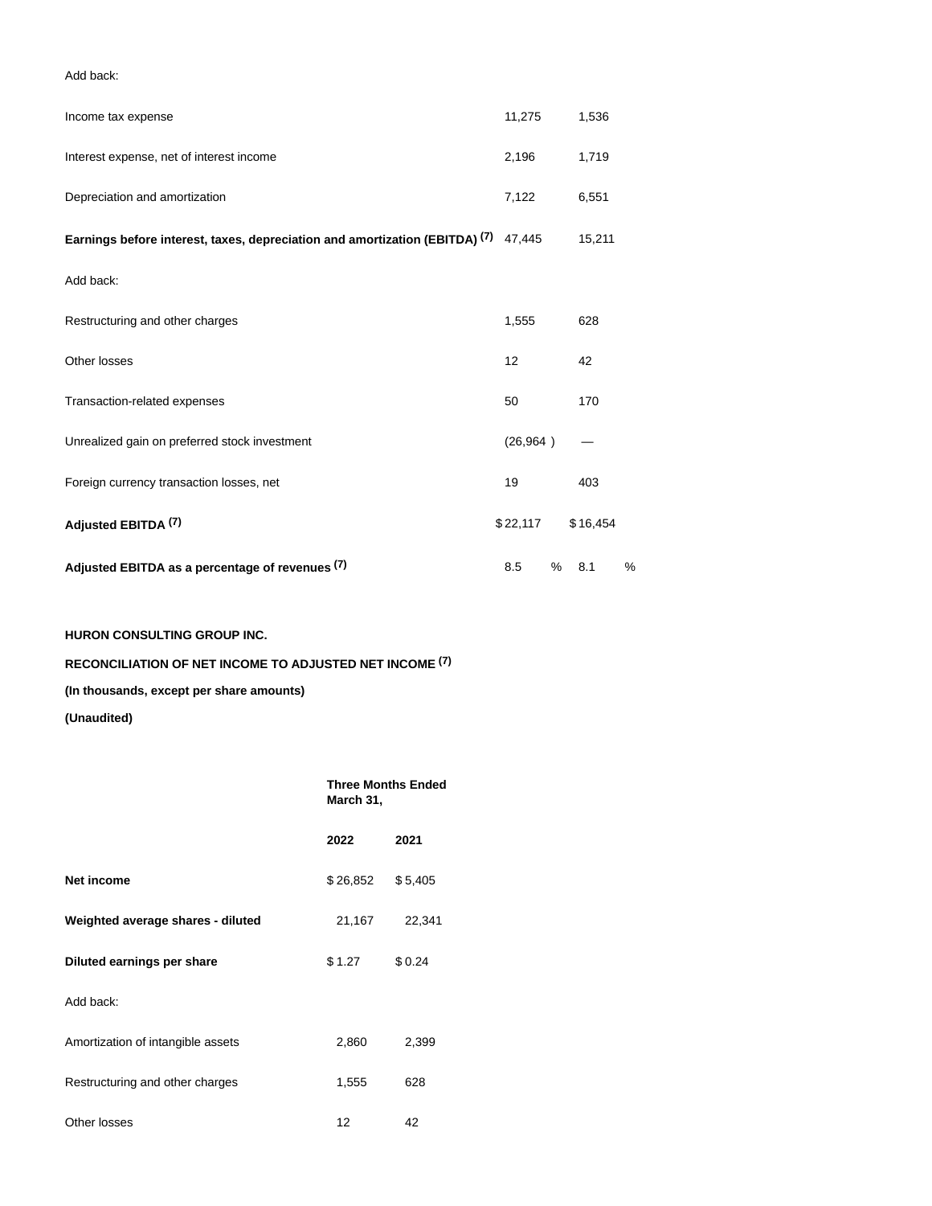| | | |
|---|---|---|
| Add back: | | |
| Income tax expense | 11,275 | 1,536 |
| Interest expense, net of interest income | 2,196 | 1,719 |
| Depreciation and amortization | 7,122 | 6,551 |
| **Earnings before interest, taxes, depreciation and amortization (EBITDA) (7)** | 47,445 | 15,211 |
| Add back: | | |
| Restructuring and other charges | 1,555 | 628 |
| Other losses | 12 | 42 |
| Transaction-related expenses | 50 | 170 |
| Unrealized gain on preferred stock investment | (26,964 ) | — |
| Foreign currency transaction losses, net | 19 | 403 |
| **Adjusted EBITDA (7)** | $ 22,117 | $ 16,454 |
| **Adjusted EBITDA as a percentage of revenues (7)** | 8.5 % | 8.1 % |

**HURON CONSULTING GROUP INC.**

**RECONCILIATION OF NET INCOME TO ADJUSTED NET INCOME (7)**

**(In thousands, except per share amounts)**

**(Unaudited)**

| | **Three Months Ended March 31,** | |
|---|---|---|
| | **2022** | **2021** |
| **Net income** | $ 26,852 | $ 5,405 |
| **Weighted average shares - diluted** | 21,167 | 22,341 |
| **Diluted earnings per share** | $ 1.27 | $ 0.24 |
| Add back: | | |
| Amortization of intangible assets | 2,860 | 2,399 |
| Restructuring and other charges | 1,555 | 628 |
| Other losses | 12 | 42 |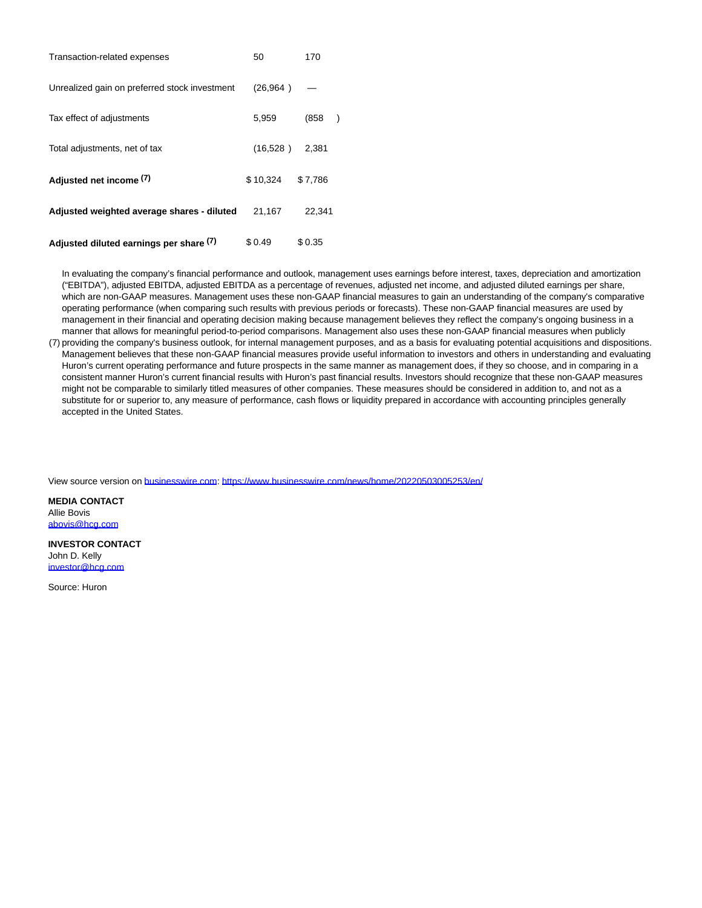| | | |
|---|---|---|
| Transaction-related expenses | 50 | 170 |
| Unrealized gain on preferred stock investment | (26,964 ) | — |
| Tax effect of adjustments | 5,959 | (858 ) |
| Total adjustments, net of tax | (16,528 ) | 2,381 |
| **Adjusted net income (7)** | $ 10,324 | $ 7,786 |
| **Adjusted weighted average shares - diluted** | 21,167 | 22,341 |
| **Adjusted diluted earnings per share (7)** | $ 0.49 | $ 0.35 |

(7) In evaluating the company's financial performance and outlook, management uses earnings before interest, taxes, depreciation and amortization ("EBITDA"), adjusted EBITDA, adjusted EBITDA as a percentage of revenues, adjusted net income, and adjusted diluted earnings per share, which are non-GAAP measures. Management uses these non-GAAP financial measures to gain an understanding of the company's comparative operating performance (when comparing such results with previous periods or forecasts). These non-GAAP financial measures are used by management in their financial and operating decision making because management believes they reflect the company's ongoing business in a manner that allows for meaningful period-to-period comparisons. Management also uses these non-GAAP financial measures when publicly providing the company's business outlook, for internal management purposes, and as a basis for evaluating potential acquisitions and dispositions. Management believes that these non-GAAP financial measures provide useful information to investors and others in understanding and evaluating Huron's current operating performance and future prospects in the same manner as management does, if they so choose, and in comparing in a consistent manner Huron's current financial results with Huron's past financial results. Investors should recognize that these non-GAAP measures might not be comparable to similarly titled measures of other companies. These measures should be considered in addition to, and not as a substitute for or superior to, any measure of performance, cash flows or liquidity prepared in accordance with accounting principles generally accepted in the United States.

View source version on businesswire.com: https://www.businesswire.com/news/home/20220503005253/en/

**MEDIA CONTACT**
Allie Bovis
abovis@hcg.com

**INVESTOR CONTACT**
John D. Kelly
investor@hcg.com

Source: Huron